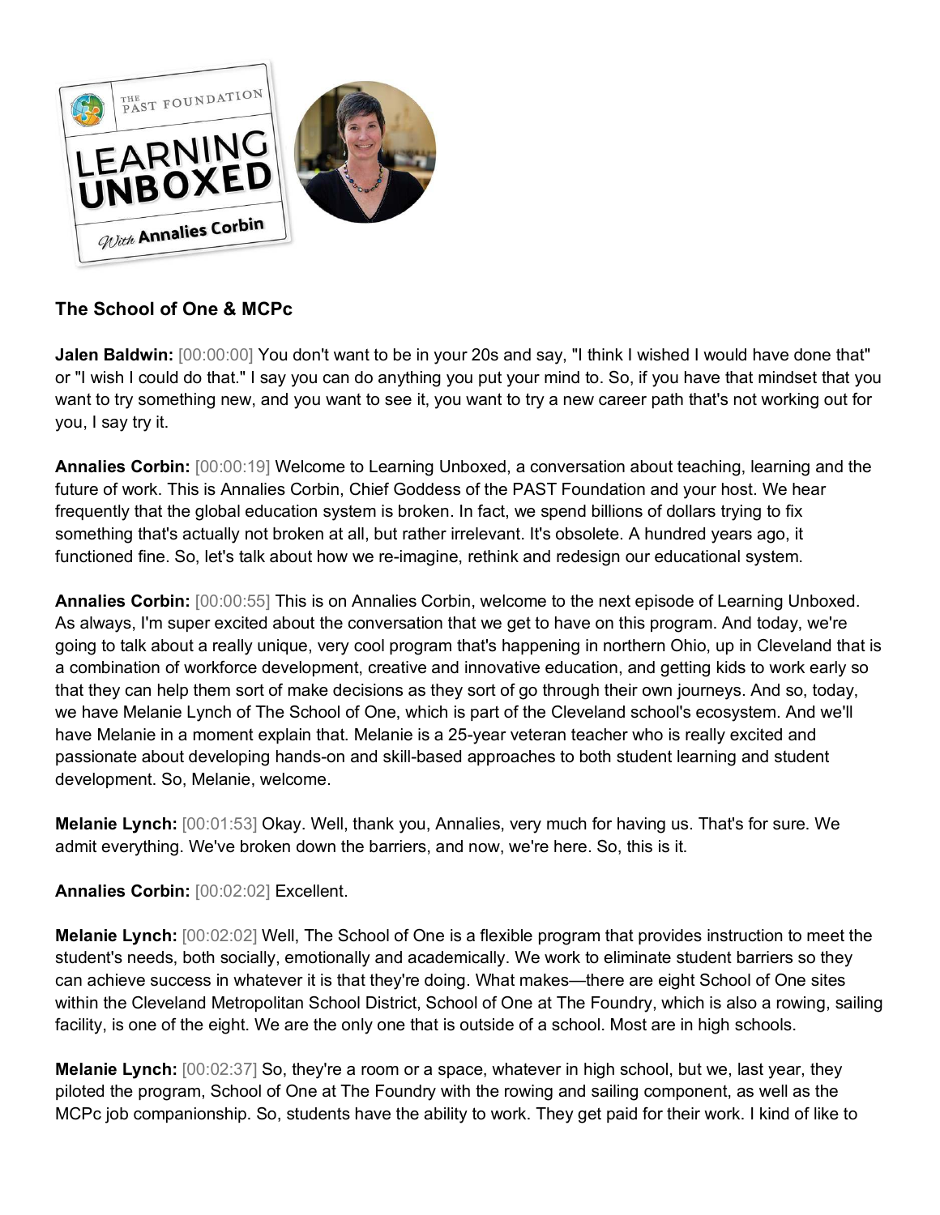## The School of One & MCPc

**Jalen Baldwin:** [00:00:00] You don't want to be in your 20s and say, "I think I wished I would have done that" or "I wish I could do that." I say you can do anything you put your mind to. So, if you have that mindset that you want to try something new, and you want to see it, you want to try a new career path that's not working out for you, I say try it.

**Annalies Corbin:** [00:00:19] Welcome to Learning Unboxed, a conversation about teaching, learning and the future of work. This is Annalies Corbin, Chief Goddess of the PAST Foundation and your host. We hear frequently that the global education system is broken. In fact, we spend billions of dollars trying to fix something that's actually not broken at all, but rather irrelevant. It's obsolete. A hundred years ago, it functioned fine. So, let's talk about how we re-imagine, rethink and redesign our educational system.

**Annalies Corbin:** [00:00:55] This is on Annalies Corbin, welcome to the next episode of Learning Unboxed. As always, I'm super excited about the conversation that we get to have on this program. And today, we're going to talk about a really unique, very cool program that's happening in northern Ohio, up in Cleveland that is a combination of workforce development, creative and innovative education, and getting kids to work early so that they can help them sort of make decisions as they sort of go through their own journeys. And so, today, we have Melanie Lynch of The School of One, which is part of the Cleveland school's ecosystem. And we'll have Melanie in a moment explain that. Melanie is a 25-year veteran teacher who is really excited and passionate about developing hands-on and skill-based approaches to both student learning and student development. So, Melanie, welcome.

**Melanie Lynch:** [00:01:53] Okay. Well, thank you, Annalies, very much for having us. That's for sure. We admit everything. We've broken down the barriers, and now, we're here. So, this is it.

**Annalies Corbin:** [00:02:02] Excellent.

**Melanie Lynch:** [00:02:02] Well, The School of One is a flexible program that provides instruction to meet the student's needs, both socially, emotionally and academically. We work to eliminate student barriers so they can achieve success in whatever it is that they're doing. What makes—there are eight School of One sites within the Cleveland Metropolitan School District, School of One at The Foundry, which is also a rowing, sailing facility, is one of the eight. We are the only one that is outside of a school. Most are in high schools.

**Melanie Lynch:** [00:02:37] So, they're a room or a space, whatever in high school, but we, last year, they piloted the program, School of One at The Foundry with the rowing and sailing component, as well as the MCPc job companionship. So, students have the ability to work. They get paid for their work. I kind of like to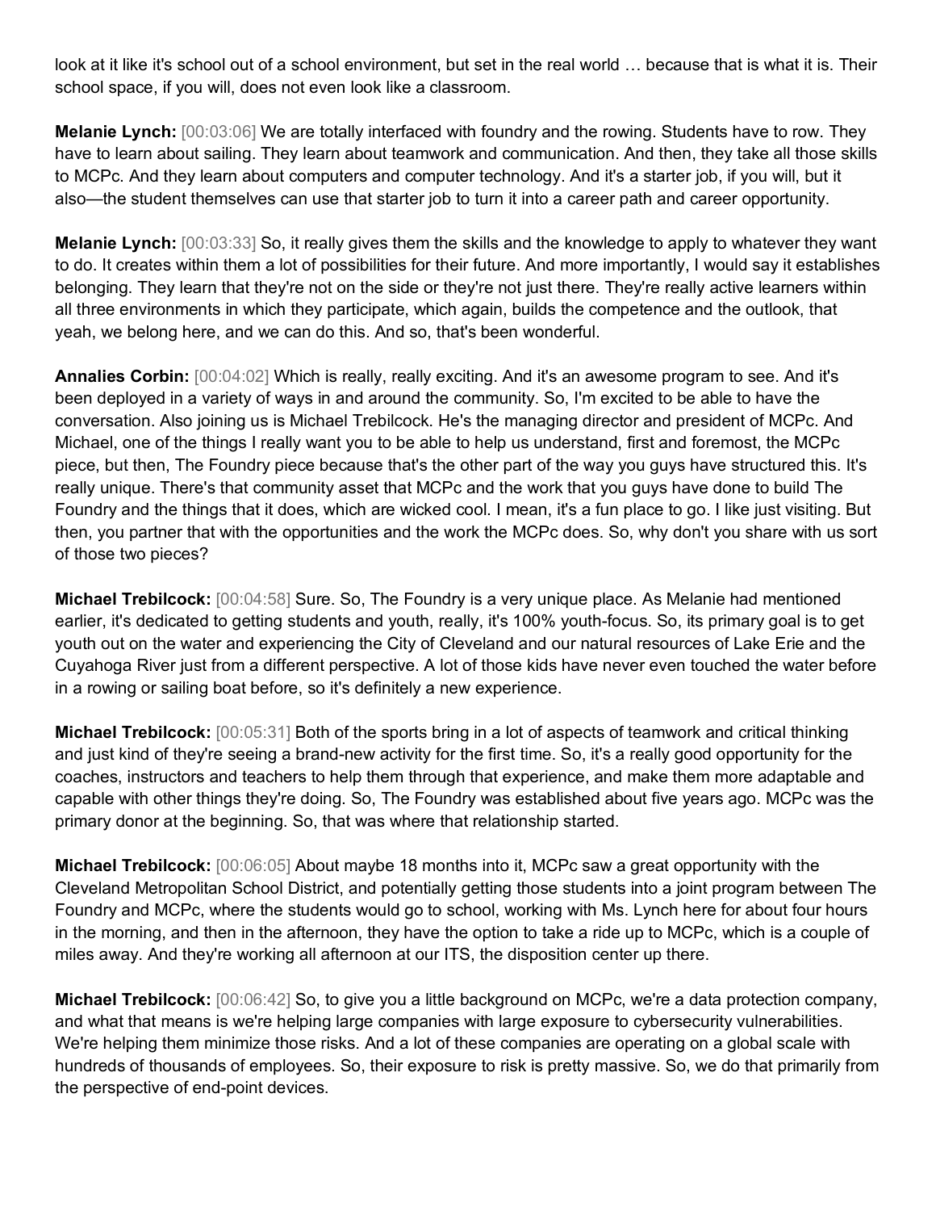look at it like it's school out of a school environment, but set in the real world … because that is what it is. Their school space, if you will, does not even look like a classroom.

**Melanie Lynch:** [00:03:06] We are totally interfaced with foundry and the rowing. Students have to row. They have to learn about sailing. They learn about teamwork and communication. And then, they take all those skills to MCPc. And they learn about computers and computer technology. And it's a starter job, if you will, but it also—the student themselves can use that starter job to turn it into a career path and career opportunity.

**Melanie Lynch:** [00:03:33] So, it really gives them the skills and the knowledge to apply to whatever they want to do. It creates within them a lot of possibilities for their future. And more importantly, I would say it establishes belonging. They learn that they're not on the side or they're not just there. They're really active learners within all three environments in which they participate, which again, builds the competence and the outlook, that yeah, we belong here, and we can do this. And so, that's been wonderful.

**Annalies Corbin:** [00:04:02] Which is really, really exciting. And it's an awesome program to see. And it's been deployed in a variety of ways in and around the community. So, I'm excited to be able to have the conversation. Also joining us is Michael Trebilcock. He's the managing director and president of MCPc. And Michael, one of the things I really want you to be able to help us understand, first and foremost, the MCPc piece, but then, The Foundry piece because that's the other part of the way you guys have structured this. It's really unique. There's that community asset that MCPc and the work that you guys have done to build The Foundry and the things that it does, which are wicked cool. I mean, it's a fun place to go. I like just visiting. But then, you partner that with the opportunities and the work the MCPc does. So, why don't you share with us sort of those two pieces?

**Michael Trebilcock:** [00:04:58] Sure. So, The Foundry is a very unique place. As Melanie had mentioned earlier, it's dedicated to getting students and youth, really, it's 100% youth-focus. So, its primary goal is to get youth out on the water and experiencing the City of Cleveland and our natural resources of Lake Erie and the Cuyahoga River just from a different perspective. A lot of those kids have never even touched the water before in a rowing or sailing boat before, so it's definitely a new experience.

**Michael Trebilcock:** [00:05:31] Both of the sports bring in a lot of aspects of teamwork and critical thinking and just kind of they're seeing a brand-new activity for the first time. So, it's a really good opportunity for the coaches, instructors and teachers to help them through that experience, and make them more adaptable and capable with other things they're doing. So, The Foundry was established about five years ago. MCPc was the primary donor at the beginning. So, that was where that relationship started.

**Michael Trebilcock:** [00:06:05] About maybe 18 months into it, MCPc saw a great opportunity with the Cleveland Metropolitan School District, and potentially getting those students into a joint program between The Foundry and MCPc, where the students would go to school, working with Ms. Lynch here for about four hours in the morning, and then in the afternoon, they have the option to take a ride up to MCPc, which is a couple of miles away. And they're working all afternoon at our ITS, the disposition center up there.

**Michael Trebilcock:** [00:06:42] So, to give you a little background on MCPc, we're a data protection company, and what that means is we're helping large companies with large exposure to cybersecurity vulnerabilities. We're helping them minimize those risks. And a lot of these companies are operating on a global scale with hundreds of thousands of employees. So, their exposure to risk is pretty massive. So, we do that primarily from the perspective of end-point devices.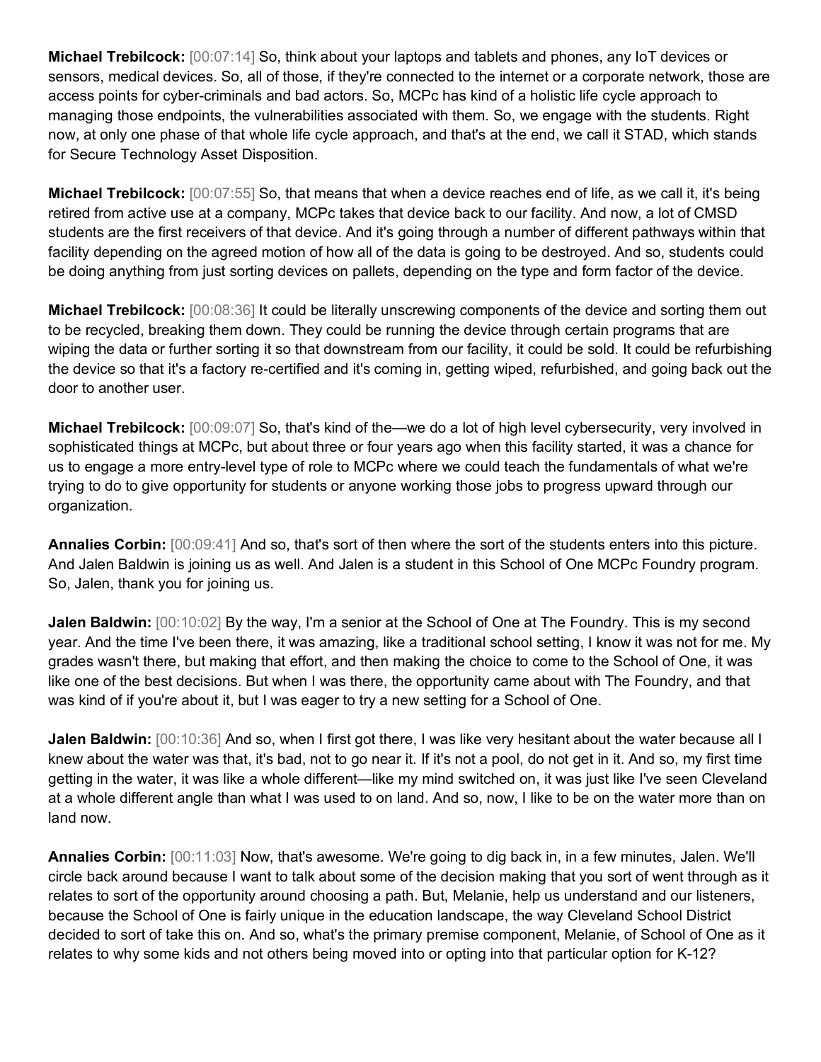**Michael Trebilcock:** [00:07:14] So, think about your laptops and tablets and phones, any IoT devices or sensors, medical devices. So, all of those, if they're connected to the internet or a corporate network, those are access points for cyber-criminals and bad actors. So, MCPc has kind of a holistic life cycle approach to managing those endpoints, the vulnerabilities associated with them. So, we engage with the students. Right now, at only one phase of that whole life cycle approach, and that's at the end, we call it STAD, which stands for Secure Technology Asset Disposition.

**Michael Trebilcock:** [00:07:55] So, that means that when a device reaches end of life, as we call it, it's being retired from active use at a company, MCPc takes that device back to our facility. And now, a lot of CMSD students are the first receivers of that device. And it's going through a number of different pathways within that facility depending on the agreed motion of how all of the data is going to be destroyed. And so, students could be doing anything from just sorting devices on pallets, depending on the type and form factor of the device.

**Michael Trebilcock:** [00:08:36] It could be literally unscrewing components of the device and sorting them out to be recycled, breaking them down. They could be running the device through certain programs that are wiping the data or further sorting it so that downstream from our facility, it could be sold. It could be refurbishing the device so that it's a factory re-certified and it's coming in, getting wiped, refurbished, and going back out the door to another user.

**Michael Trebilcock:** [00:09:07] So, that's kind of the—we do a lot of high level cybersecurity, very involved in sophisticated things at MCPc, but about three or four years ago when this facility started, it was a chance for us to engage a more entry-level type of role to MCPc where we could teach the fundamentals of what we're trying to do to give opportunity for students or anyone working those jobs to progress upward through our organization.

**Annalies Corbin:** [00:09:41] And so, that's sort of then where the sort of the students enters into this picture. And Jalen Baldwin is joining us as well. And Jalen is a student in this School of One MCPc Foundry program. So, Jalen, thank you for joining us.

**Jalen Baldwin:** [00:10:02] By the way, I'm a senior at the School of One at The Foundry. This is my second year. And the time I've been there, it was amazing, like a traditional school setting, I know it was not for me. My grades wasn't there, but making that effort, and then making the choice to come to the School of One, it was like one of the best decisions. But when I was there, the opportunity came about with The Foundry, and that was kind of if you're about it, but I was eager to try a new setting for a School of One.

**Jalen Baldwin:** [00:10:36] And so, when I first got there, I was like very hesitant about the water because all I knew about the water was that, it's bad, not to go near it. If it's not a pool, do not get in it. And so, my first time getting in the water, it was like a whole different—like my mind switched on, it was just like I've seen Cleveland at a whole different angle than what I was used to on land. And so, now, I like to be on the water more than on land now.

**Annalies Corbin:** [00:11:03] Now, that's awesome. We're going to dig back in, in a few minutes, Jalen. We'll circle back around because I want to talk about some of the decision making that you sort of went through as it relates to sort of the opportunity around choosing a path. But, Melanie, help us understand and our listeners, because the School of One is fairly unique in the education landscape, the way Cleveland School District decided to sort of take this on. And so, what's the primary premise component, Melanie, of School of One as it relates to why some kids and not others being moved into or opting into that particular option for K-12?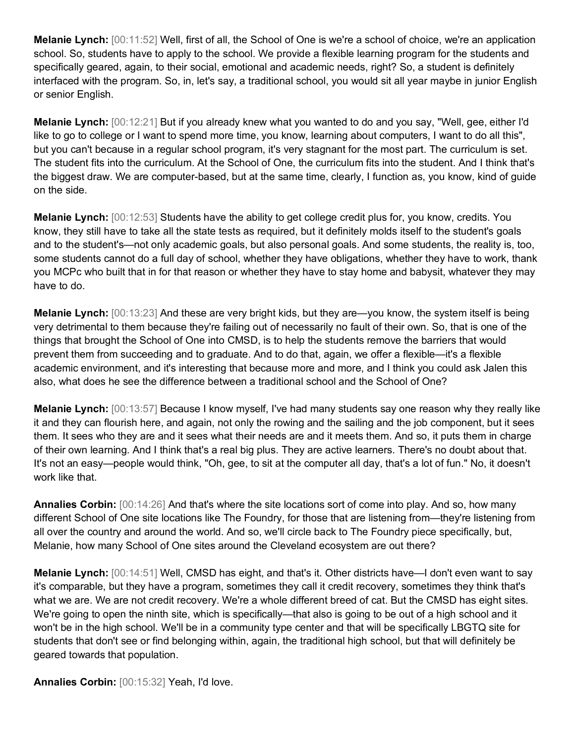**Melanie Lynch:** [00:11:52] Well, first of all, the School of One is we're a school of choice, we're an application school. So, students have to apply to the school. We provide a flexible learning program for the students and specifically geared, again, to their social, emotional and academic needs, right? So, a student is definitely interfaced with the program. So, in, let's say, a traditional school, you would sit all year maybe in junior English or senior English.

**Melanie Lynch:** [00:12:21] But if you already knew what you wanted to do and you say, "Well, gee, either I'd like to go to college or I want to spend more time, you know, learning about computers, I want to do all this", but you can't because in a regular school program, it's very stagnant for the most part. The curriculum is set. The student fits into the curriculum. At the School of One, the curriculum fits into the student. And I think that's the biggest draw. We are computer-based, but at the same time, clearly, I function as, you know, kind of guide on the side.

**Melanie Lynch:** [00:12:53] Students have the ability to get college credit plus for, you know, credits. You know, they still have to take all the state tests as required, but it definitely molds itself to the student's goals and to the student's—not only academic goals, but also personal goals. And some students, the reality is, too, some students cannot do a full day of school, whether they have obligations, whether they have to work, thank you MCPc who built that in for that reason or whether they have to stay home and babysit, whatever they may have to do.

**Melanie Lynch:** [00:13:23] And these are very bright kids, but they are—you know, the system itself is being very detrimental to them because they're failing out of necessarily no fault of their own. So, that is one of the things that brought the School of One into CMSD, is to help the students remove the barriers that would prevent them from succeeding and to graduate. And to do that, again, we offer a flexible—it's a flexible academic environment, and it's interesting that because more and more, and I think you could ask Jalen this also, what does he see the difference between a traditional school and the School of One?

**Melanie Lynch:** [00:13:57] Because I know myself, I've had many students say one reason why they really like it and they can flourish here, and again, not only the rowing and the sailing and the job component, but it sees them. It sees who they are and it sees what their needs are and it meets them. And so, it puts them in charge of their own learning. And I think that's a real big plus. They are active learners. There's no doubt about that. It's not an easy—people would think, "Oh, gee, to sit at the computer all day, that's a lot of fun." No, it doesn't work like that.

**Annalies Corbin:** [00:14:26] And that's where the site locations sort of come into play. And so, how many different School of One site locations like The Foundry, for those that are listening from—they're listening from all over the country and around the world. And so, we'll circle back to The Foundry piece specifically, but, Melanie, how many School of One sites around the Cleveland ecosystem are out there?

**Melanie Lynch:** [00:14:51] Well, CMSD has eight, and that's it. Other districts have—I don't even want to say it's comparable, but they have a program, sometimes they call it credit recovery, sometimes they think that's what we are. We are not credit recovery. We're a whole different breed of cat. But the CMSD has eight sites. We're going to open the ninth site, which is specifically—that also is going to be out of a high school and it won't be in the high school. We'll be in a community type center and that will be specifically LBGTQ site for students that don't see or find belonging within, again, the traditional high school, but that will definitely be geared towards that population.

**Annalies Corbin:** [00:15:32] Yeah, I'd love.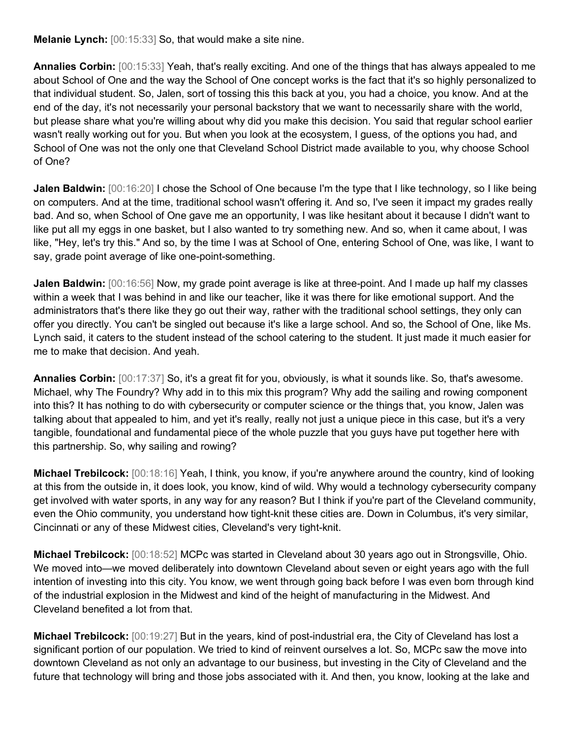**Melanie Lynch:** [00:15:33] So, that would make a site nine.

**Annalies Corbin:** [00:15:33] Yeah, that's really exciting. And one of the things that has always appealed to me about School of One and the way the School of One concept works is the fact that it's so highly personalized to that individual student. So, Jalen, sort of tossing this this back at you, you had a choice, you know. And at the end of the day, it's not necessarily your personal backstory that we want to necessarily share with the world, but please share what you're willing about why did you make this decision. You said that regular school earlier wasn't really working out for you. But when you look at the ecosystem, I guess, of the options you had, and School of One was not the only one that Cleveland School District made available to you, why choose School of One?

**Jalen Baldwin:** [00:16:20] I chose the School of One because I'm the type that I like technology, so I like being on computers. And at the time, traditional school wasn't offering it. And so, I've seen it impact my grades really bad. And so, when School of One gave me an opportunity, I was like hesitant about it because I didn't want to like put all my eggs in one basket, but I also wanted to try something new. And so, when it came about, I was like, "Hey, let's try this." And so, by the time I was at School of One, entering School of One, was like, I want to say, grade point average of like one-point-something.

**Jalen Baldwin:** [00:16:56] Now, my grade point average is like at three-point. And I made up half my classes within a week that I was behind in and like our teacher, like it was there for like emotional support. And the administrators that's there like they go out their way, rather with the traditional school settings, they only can offer you directly. You can't be singled out because it's like a large school. And so, the School of One, like Ms. Lynch said, it caters to the student instead of the school catering to the student. It just made it much easier for me to make that decision. And yeah.

**Annalies Corbin:** [00:17:37] So, it's a great fit for you, obviously, is what it sounds like. So, that's awesome. Michael, why The Foundry? Why add in to this mix this program? Why add the sailing and rowing component into this? It has nothing to do with cybersecurity or computer science or the things that, you know, Jalen was talking about that appealed to him, and yet it's really, really not just a unique piece in this case, but it's a very tangible, foundational and fundamental piece of the whole puzzle that you guys have put together here with this partnership. So, why sailing and rowing?

**Michael Trebilcock:** [00:18:16] Yeah, I think, you know, if you're anywhere around the country, kind of looking at this from the outside in, it does look, you know, kind of wild. Why would a technology cybersecurity company get involved with water sports, in any way for any reason? But I think if you're part of the Cleveland community, even the Ohio community, you understand how tight-knit these cities are. Down in Columbus, it's very similar, Cincinnati or any of these Midwest cities, Cleveland's very tight-knit.

**Michael Trebilcock:** [00:18:52] MCPc was started in Cleveland about 30 years ago out in Strongsville, Ohio. We moved into—we moved deliberately into downtown Cleveland about seven or eight years ago with the full intention of investing into this city. You know, we went through going back before I was even born through kind of the industrial explosion in the Midwest and kind of the height of manufacturing in the Midwest. And Cleveland benefited a lot from that.

**Michael Trebilcock:** [00:19:27] But in the years, kind of post-industrial era, the City of Cleveland has lost a significant portion of our population. We tried to kind of reinvent ourselves a lot. So, MCPc saw the move into downtown Cleveland as not only an advantage to our business, but investing in the City of Cleveland and the future that technology will bring and those jobs associated with it. And then, you know, looking at the lake and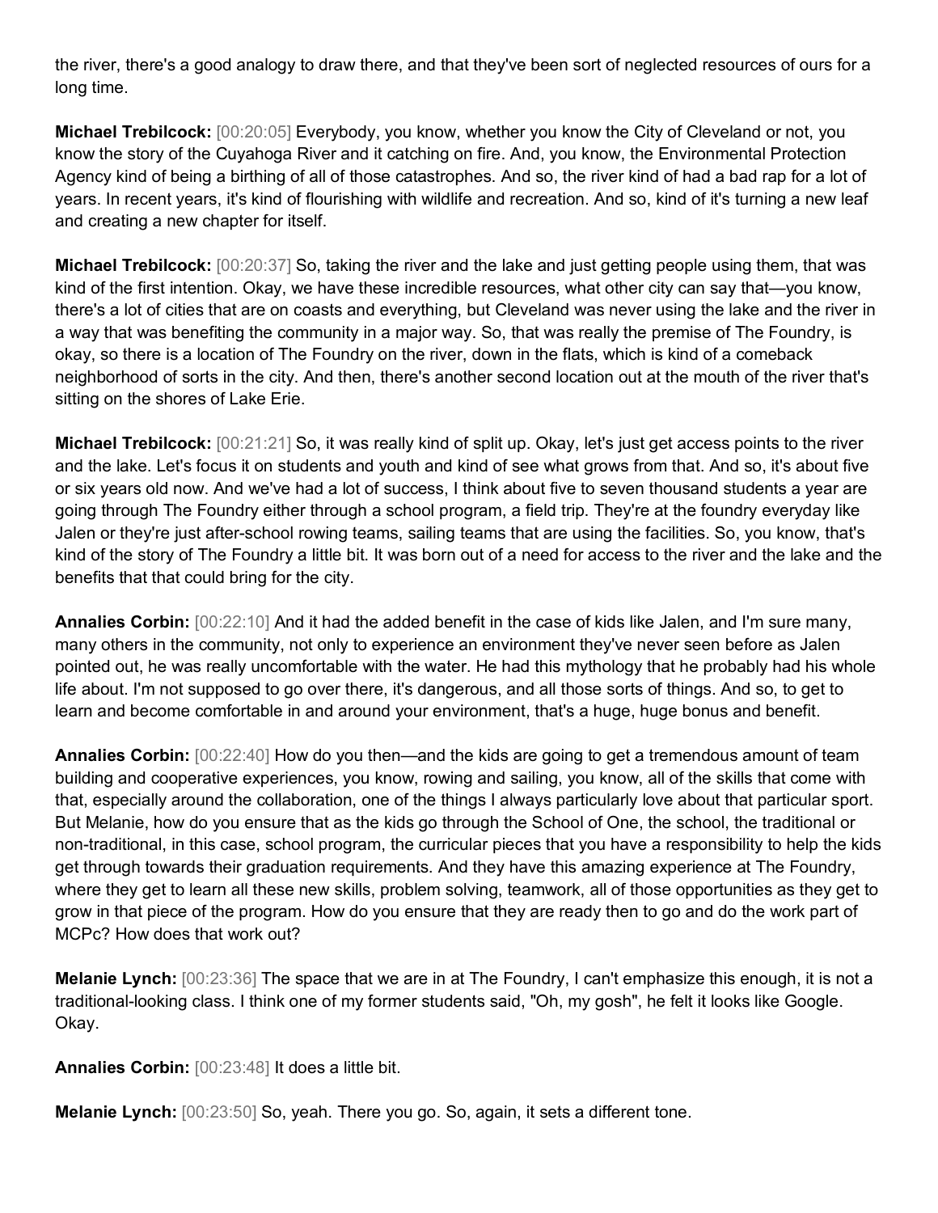the river, there's a good analogy to draw there, and that they've been sort of neglected resources of ours for a long time.

**Michael Trebilcock:** [00:20:05] Everybody, you know, whether you know the City of Cleveland or not, you know the story of the Cuyahoga River and it catching on fire. And, you know, the Environmental Protection Agency kind of being a birthing of all of those catastrophes. And so, the river kind of had a bad rap for a lot of years. In recent years, it's kind of flourishing with wildlife and recreation. And so, kind of it's turning a new leaf and creating a new chapter for itself.

**Michael Trebilcock:** [00:20:37] So, taking the river and the lake and just getting people using them, that was kind of the first intention. Okay, we have these incredible resources, what other city can say that—you know, there's a lot of cities that are on coasts and everything, but Cleveland was never using the lake and the river in a way that was benefiting the community in a major way. So, that was really the premise of The Foundry, is okay, so there is a location of The Foundry on the river, down in the flats, which is kind of a comeback neighborhood of sorts in the city. And then, there's another second location out at the mouth of the river that's sitting on the shores of Lake Erie.

**Michael Trebilcock:** [00:21:21] So, it was really kind of split up. Okay, let's just get access points to the river and the lake. Let's focus it on students and youth and kind of see what grows from that. And so, it's about five or six years old now. And we've had a lot of success, I think about five to seven thousand students a year are going through The Foundry either through a school program, a field trip. They're at the foundry everyday like Jalen or they're just after-school rowing teams, sailing teams that are using the facilities. So, you know, that's kind of the story of The Foundry a little bit. It was born out of a need for access to the river and the lake and the benefits that that could bring for the city.

**Annalies Corbin:** [00:22:10] And it had the added benefit in the case of kids like Jalen, and I'm sure many, many others in the community, not only to experience an environment they've never seen before as Jalen pointed out, he was really uncomfortable with the water. He had this mythology that he probably had his whole life about. I'm not supposed to go over there, it's dangerous, and all those sorts of things. And so, to get to learn and become comfortable in and around your environment, that's a huge, huge bonus and benefit.

**Annalies Corbin:** [00:22:40] How do you then—and the kids are going to get a tremendous amount of team building and cooperative experiences, you know, rowing and sailing, you know, all of the skills that come with that, especially around the collaboration, one of the things I always particularly love about that particular sport. But Melanie, how do you ensure that as the kids go through the School of One, the school, the traditional or non-traditional, in this case, school program, the curricular pieces that you have a responsibility to help the kids get through towards their graduation requirements. And they have this amazing experience at The Foundry, where they get to learn all these new skills, problem solving, teamwork, all of those opportunities as they get to grow in that piece of the program. How do you ensure that they are ready then to go and do the work part of MCPc? How does that work out?

**Melanie Lynch:** [00:23:36] The space that we are in at The Foundry, I can't emphasize this enough, it is not a traditional-looking class. I think one of my former students said, "Oh, my gosh", he felt it looks like Google. Okay.

**Annalies Corbin:** [00:23:48] It does a little bit.

**Melanie Lynch:** [00:23:50] So, yeah. There you go. So, again, it sets a different tone.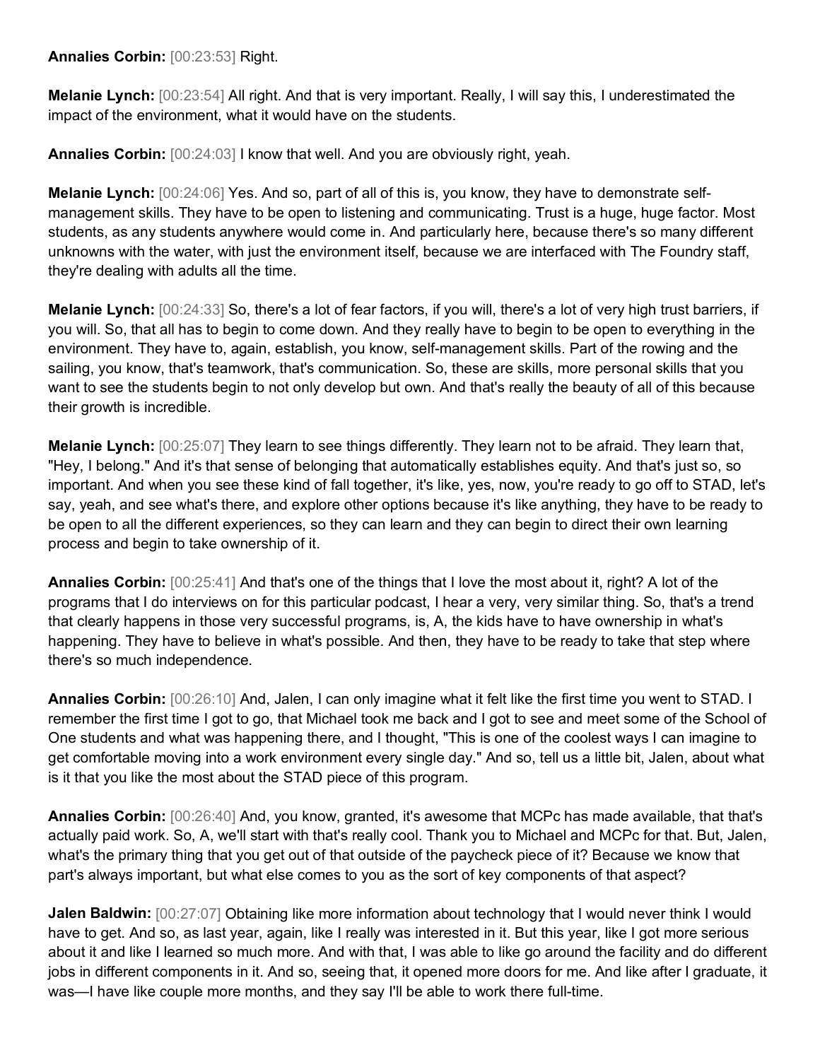**Annalies Corbin:** [00:23:53] Right.

**Melanie Lynch:** [00:23:54] All right. And that is very important. Really, I will say this, I underestimated the impact of the environment, what it would have on the students.

**Annalies Corbin:** [00:24:03] I know that well. And you are obviously right, yeah.

**Melanie Lynch:** [00:24:06] Yes. And so, part of all of this is, you know, they have to demonstrate self-management skills. They have to be open to listening and communicating. Trust is a huge, huge factor. Most students, as any students anywhere would come in. And particularly here, because there's so many different unknowns with the water, with just the environment itself, because we are interfaced with The Foundry staff, they're dealing with adults all the time.

**Melanie Lynch:** [00:24:33] So, there's a lot of fear factors, if you will, there's a lot of very high trust barriers, if you will. So, that all has to begin to come down. And they really have to begin to be open to everything in the environment. They have to, again, establish, you know, self-management skills. Part of the rowing and the sailing, you know, that's teamwork, that's communication. So, these are skills, more personal skills that you want to see the students begin to not only develop but own. And that's really the beauty of all of this because their growth is incredible.

**Melanie Lynch:** [00:25:07] They learn to see things differently. They learn not to be afraid. They learn that, "Hey, I belong." And it's that sense of belonging that automatically establishes equity. And that's just so, so important. And when you see these kind of fall together, it's like, yes, now, you're ready to go off to STAD, let's say, yeah, and see what's there, and explore other options because it's like anything, they have to be ready to be open to all the different experiences, so they can learn and they can begin to direct their own learning process and begin to take ownership of it.

**Annalies Corbin:** [00:25:41] And that's one of the things that I love the most about it, right? A lot of the programs that I do interviews on for this particular podcast, I hear a very, very similar thing. So, that's a trend that clearly happens in those very successful programs, is, A, the kids have to have ownership in what's happening. They have to believe in what's possible. And then, they have to be ready to take that step where there's so much independence.

**Annalies Corbin:** [00:26:10] And, Jalen, I can only imagine what it felt like the first time you went to STAD. I remember the first time I got to go, that Michael took me back and I got to see and meet some of the School of One students and what was happening there, and I thought, "This is one of the coolest ways I can imagine to get comfortable moving into a work environment every single day." And so, tell us a little bit, Jalen, about what is it that you like the most about the STAD piece of this program.

**Annalies Corbin:** [00:26:40] And, you know, granted, it's awesome that MCPc has made available, that that's actually paid work. So, A, we'll start with that's really cool. Thank you to Michael and MCPc for that. But, Jalen, what's the primary thing that you get out of that outside of the paycheck piece of it? Because we know that part's always important, but what else comes to you as the sort of key components of that aspect?

**Jalen Baldwin:** [00:27:07] Obtaining like more information about technology that I would never think I would have to get. And so, as last year, again, like I really was interested in it. But this year, like I got more serious about it and like I learned so much more. And with that, I was able to like go around the facility and do different jobs in different components in it. And so, seeing that, it opened more doors for me. And like after I graduate, it was—I have like couple more months, and they say I'll be able to work there full-time.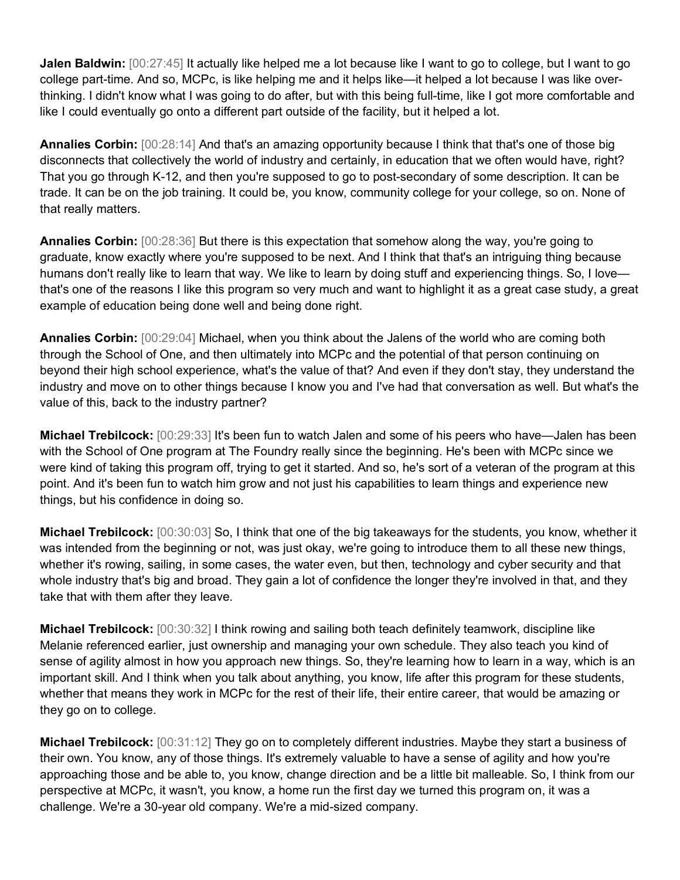**Jalen Baldwin:** [00:27:45] It actually like helped me a lot because like I want to go to college, but I want to go college part-time. And so, MCPc, is like helping me and it helps like—it helped a lot because I was like over-thinking. I didn't know what I was going to do after, but with this being full-time, like I got more comfortable and like I could eventually go onto a different part outside of the facility, but it helped a lot.

**Annalies Corbin:** [00:28:14] And that's an amazing opportunity because I think that that's one of those big disconnects that collectively the world of industry and certainly, in education that we often would have, right? That you go through K-12, and then you're supposed to go to post-secondary of some description. It can be trade. It can be on the job training. It could be, you know, community college for your college, so on. None of that really matters.

**Annalies Corbin:** [00:28:36] But there is this expectation that somehow along the way, you're going to graduate, know exactly where you're supposed to be next. And I think that that's an intriguing thing because humans don't really like to learn that way. We like to learn by doing stuff and experiencing things. So, I love—that's one of the reasons I like this program so very much and want to highlight it as a great case study, a great example of education being done well and being done right.

**Annalies Corbin:** [00:29:04] Michael, when you think about the Jalens of the world who are coming both through the School of One, and then ultimately into MCPc and the potential of that person continuing on beyond their high school experience, what's the value of that? And even if they don't stay, they understand the industry and move on to other things because I know you and I've had that conversation as well. But what's the value of this, back to the industry partner?

**Michael Trebilcock:** [00:29:33] It's been fun to watch Jalen and some of his peers who have—Jalen has been with the School of One program at The Foundry really since the beginning. He's been with MCPc since we were kind of taking this program off, trying to get it started. And so, he's sort of a veteran of the program at this point. And it's been fun to watch him grow and not just his capabilities to learn things and experience new things, but his confidence in doing so.

**Michael Trebilcock:** [00:30:03] So, I think that one of the big takeaways for the students, you know, whether it was intended from the beginning or not, was just okay, we're going to introduce them to all these new things, whether it's rowing, sailing, in some cases, the water even, but then, technology and cyber security and that whole industry that's big and broad. They gain a lot of confidence the longer they're involved in that, and they take that with them after they leave.

**Michael Trebilcock:** [00:30:32] I think rowing and sailing both teach definitely teamwork, discipline like Melanie referenced earlier, just ownership and managing your own schedule. They also teach you kind of sense of agility almost in how you approach new things. So, they're learning how to learn in a way, which is an important skill. And I think when you talk about anything, you know, life after this program for these students, whether that means they work in MCPc for the rest of their life, their entire career, that would be amazing or they go on to college.

**Michael Trebilcock:** [00:31:12] They go on to completely different industries. Maybe they start a business of their own. You know, any of those things. It's extremely valuable to have a sense of agility and how you're approaching those and be able to, you know, change direction and be a little bit malleable. So, I think from our perspective at MCPc, it wasn't, you know, a home run the first day we turned this program on, it was a challenge. We're a 30-year old company. We're a mid-sized company.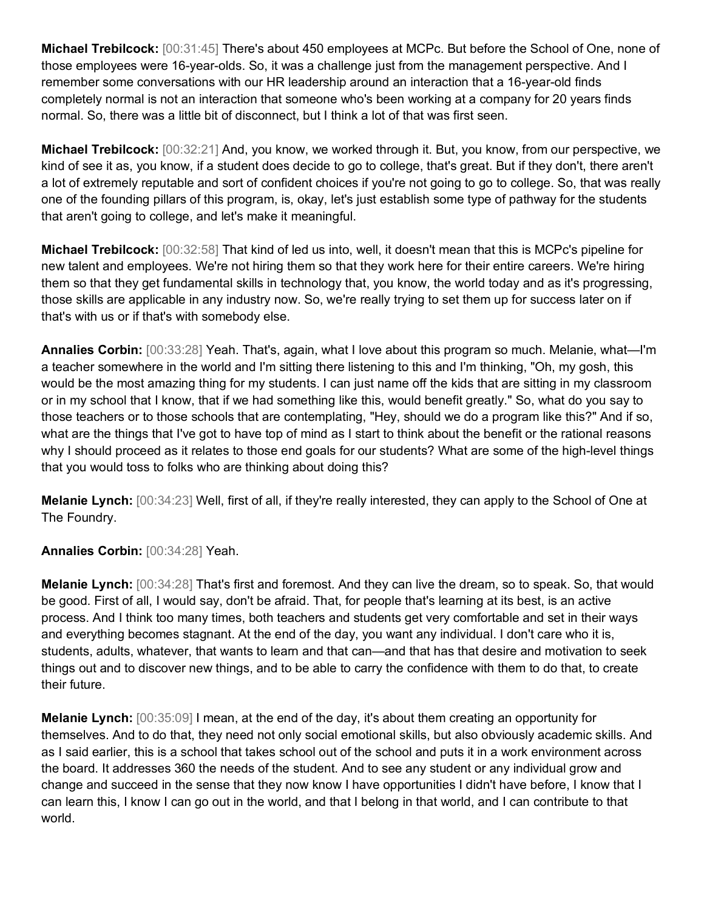**Michael Trebilcock:** [00:31:45] There's about 450 employees at MCPc. But before the School of One, none of those employees were 16-year-olds. So, it was a challenge just from the management perspective. And I remember some conversations with our HR leadership around an interaction that a 16-year-old finds completely normal is not an interaction that someone who's been working at a company for 20 years finds normal. So, there was a little bit of disconnect, but I think a lot of that was first seen.

**Michael Trebilcock:** [00:32:21] And, you know, we worked through it. But, you know, from our perspective, we kind of see it as, you know, if a student does decide to go to college, that's great. But if they don't, there aren't a lot of extremely reputable and sort of confident choices if you're not going to go to college. So, that was really one of the founding pillars of this program, is, okay, let's just establish some type of pathway for the students that aren't going to college, and let's make it meaningful.

**Michael Trebilcock:** [00:32:58] That kind of led us into, well, it doesn't mean that this is MCPc's pipeline for new talent and employees. We're not hiring them so that they work here for their entire careers. We're hiring them so that they get fundamental skills in technology that, you know, the world today and as it's progressing, those skills are applicable in any industry now. So, we're really trying to set them up for success later on if that's with us or if that's with somebody else.

**Annalies Corbin:** [00:33:28] Yeah. That's, again, what I love about this program so much. Melanie, what—I'm a teacher somewhere in the world and I'm sitting there listening to this and I'm thinking, "Oh, my gosh, this would be the most amazing thing for my students. I can just name off the kids that are sitting in my classroom or in my school that I know, that if we had something like this, would benefit greatly." So, what do you say to those teachers or to those schools that are contemplating, "Hey, should we do a program like this?" And if so, what are the things that I've got to have top of mind as I start to think about the benefit or the rational reasons why I should proceed as it relates to those end goals for our students? What are some of the high-level things that you would toss to folks who are thinking about doing this?

**Melanie Lynch:** [00:34:23] Well, first of all, if they're really interested, they can apply to the School of One at The Foundry.

**Annalies Corbin:** [00:34:28] Yeah.

**Melanie Lynch:** [00:34:28] That's first and foremost. And they can live the dream, so to speak. So, that would be good. First of all, I would say, don't be afraid. That, for people that's learning at its best, is an active process. And I think too many times, both teachers and students get very comfortable and set in their ways and everything becomes stagnant. At the end of the day, you want any individual. I don't care who it is, students, adults, whatever, that wants to learn and that can—and that has that desire and motivation to seek things out and to discover new things, and to be able to carry the confidence with them to do that, to create their future.

**Melanie Lynch:** [00:35:09] I mean, at the end of the day, it's about them creating an opportunity for themselves. And to do that, they need not only social emotional skills, but also obviously academic skills. And as I said earlier, this is a school that takes school out of the school and puts it in a work environment across the board. It addresses 360 the needs of the student. And to see any student or any individual grow and change and succeed in the sense that they now know I have opportunities I didn't have before, I know that I can learn this, I know I can go out in the world, and that I belong in that world, and I can contribute to that world.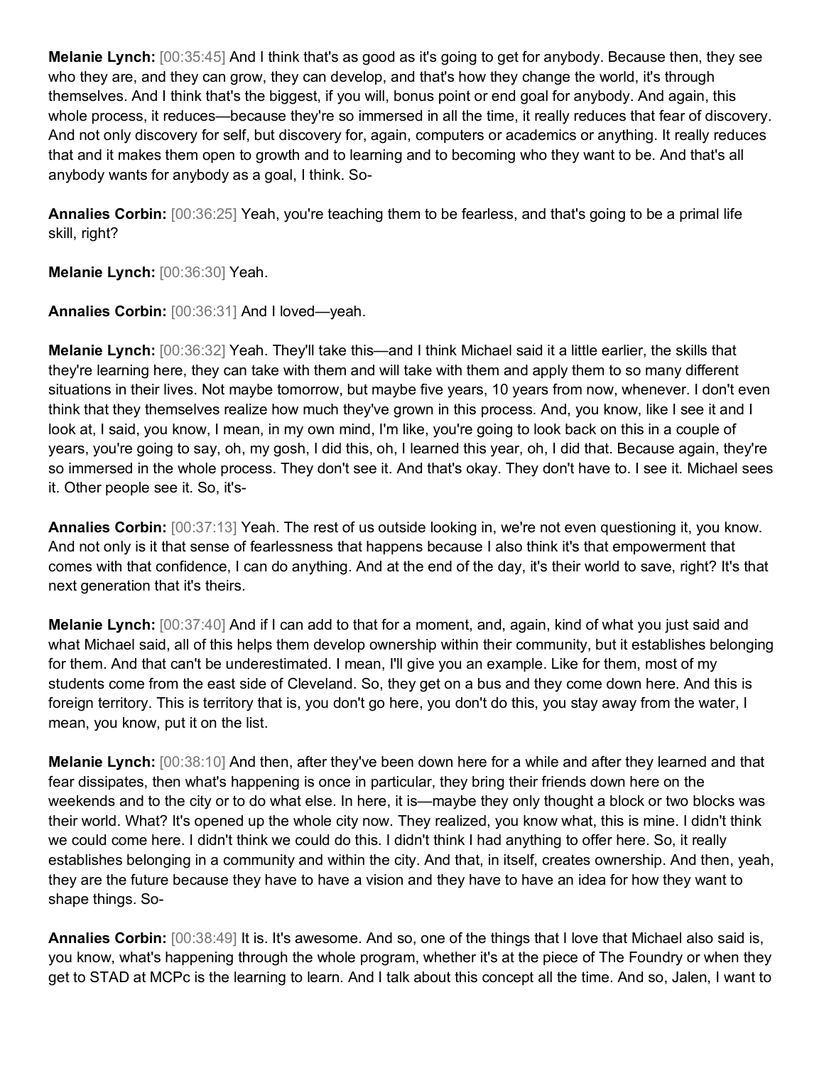**Melanie Lynch:** [00:35:45] And I think that's as good as it's going to get for anybody. Because then, they see who they are, and they can grow, they can develop, and that's how they change the world, it's through themselves. And I think that's the biggest, if you will, bonus point or end goal for anybody. And again, this whole process, it reduces—because they're so immersed in all the time, it really reduces that fear of discovery. And not only discovery for self, but discovery for, again, computers or academics or anything. It really reduces that and it makes them open to growth and to learning and to becoming who they want to be. And that's all anybody wants for anybody as a goal, I think. So-

**Annalies Corbin:** [00:36:25] Yeah, you're teaching them to be fearless, and that's going to be a primal life skill, right?

**Melanie Lynch:** [00:36:30] Yeah.

**Annalies Corbin:** [00:36:31] And I loved—yeah.

**Melanie Lynch:** [00:36:32] Yeah. They'll take this—and I think Michael said it a little earlier, the skills that they're learning here, they can take with them and will take with them and apply them to so many different situations in their lives. Not maybe tomorrow, but maybe five years, 10 years from now, whenever. I don't even think that they themselves realize how much they've grown in this process. And, you know, like I see it and I look at, I said, you know, I mean, in my own mind, I'm like, you're going to look back on this in a couple of years, you're going to say, oh, my gosh, I did this, oh, I learned this year, oh, I did that. Because again, they're so immersed in the whole process. They don't see it. And that's okay. They don't have to. I see it. Michael sees it. Other people see it. So, it's-

**Annalies Corbin:** [00:37:13] Yeah. The rest of us outside looking in, we're not even questioning it, you know. And not only is it that sense of fearlessness that happens because I also think it's that empowerment that comes with that confidence, I can do anything. And at the end of the day, it's their world to save, right? It's that next generation that it's theirs.

**Melanie Lynch:** [00:37:40] And if I can add to that for a moment, and, again, kind of what you just said and what Michael said, all of this helps them develop ownership within their community, but it establishes belonging for them. And that can't be underestimated. I mean, I'll give you an example. Like for them, most of my students come from the east side of Cleveland. So, they get on a bus and they come down here. And this is foreign territory. This is territory that is, you don't go here, you don't do this, you stay away from the water, I mean, you know, put it on the list.

**Melanie Lynch:** [00:38:10] And then, after they've been down here for a while and after they learned and that fear dissipates, then what's happening is once in particular, they bring their friends down here on the weekends and to the city or to do what else. In here, it is—maybe they only thought a block or two blocks was their world. What? It's opened up the whole city now. They realized, you know what, this is mine. I didn't think we could come here. I didn't think we could do this. I didn't think I had anything to offer here. So, it really establishes belonging in a community and within the city. And that, in itself, creates ownership. And then, yeah, they are the future because they have to have a vision and they have to have an idea for how they want to shape things. So-

**Annalies Corbin:** [00:38:49] It is. It's awesome. And so, one of the things that I love that Michael also said is, you know, what's happening through the whole program, whether it's at the piece of The Foundry or when they get to STAD at MCPc is the learning to learn. And I talk about this concept all the time. And so, Jalen, I want to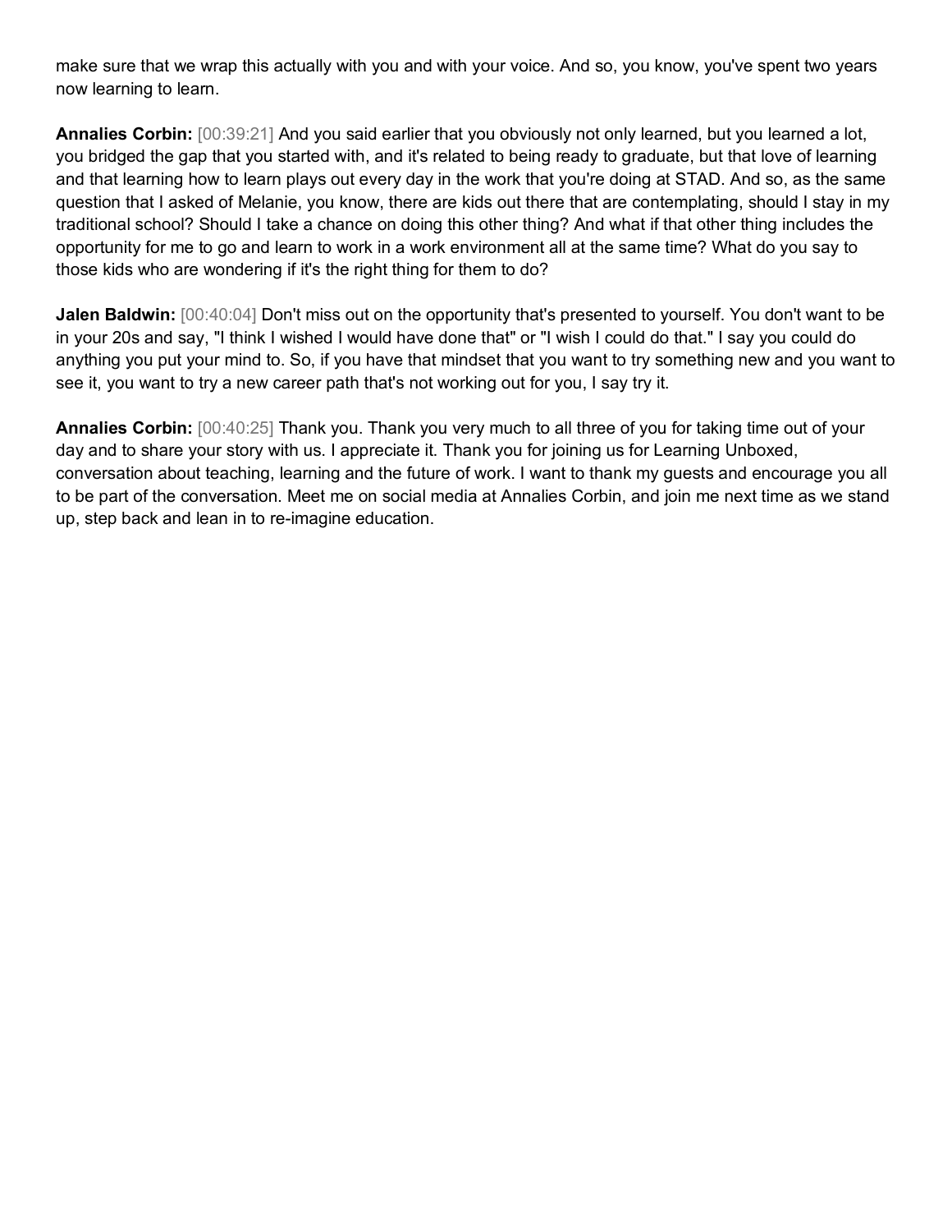make sure that we wrap this actually with you and with your voice. And so, you know, you've spent two years now learning to learn.

**Annalies Corbin:** [00:39:21] And you said earlier that you obviously not only learned, but you learned a lot, you bridged the gap that you started with, and it's related to being ready to graduate, but that love of learning and that learning how to learn plays out every day in the work that you're doing at STAD. And so, as the same question that I asked of Melanie, you know, there are kids out there that are contemplating, should I stay in my traditional school? Should I take a chance on doing this other thing? And what if that other thing includes the opportunity for me to go and learn to work in a work environment all at the same time? What do you say to those kids who are wondering if it's the right thing for them to do?

**Jalen Baldwin:** [00:40:04] Don't miss out on the opportunity that's presented to yourself. You don't want to be in your 20s and say, "I think I wished I would have done that" or "I wish I could do that." I say you could do anything you put your mind to. So, if you have that mindset that you want to try something new and you want to see it, you want to try a new career path that's not working out for you, I say try it.

**Annalies Corbin:** [00:40:25] Thank you. Thank you very much to all three of you for taking time out of your day and to share your story with us. I appreciate it. Thank you for joining us for Learning Unboxed, conversation about teaching, learning and the future of work. I want to thank my guests and encourage you all to be part of the conversation. Meet me on social media at Annalies Corbin, and join me next time as we stand up, step back and lean in to re-imagine education.